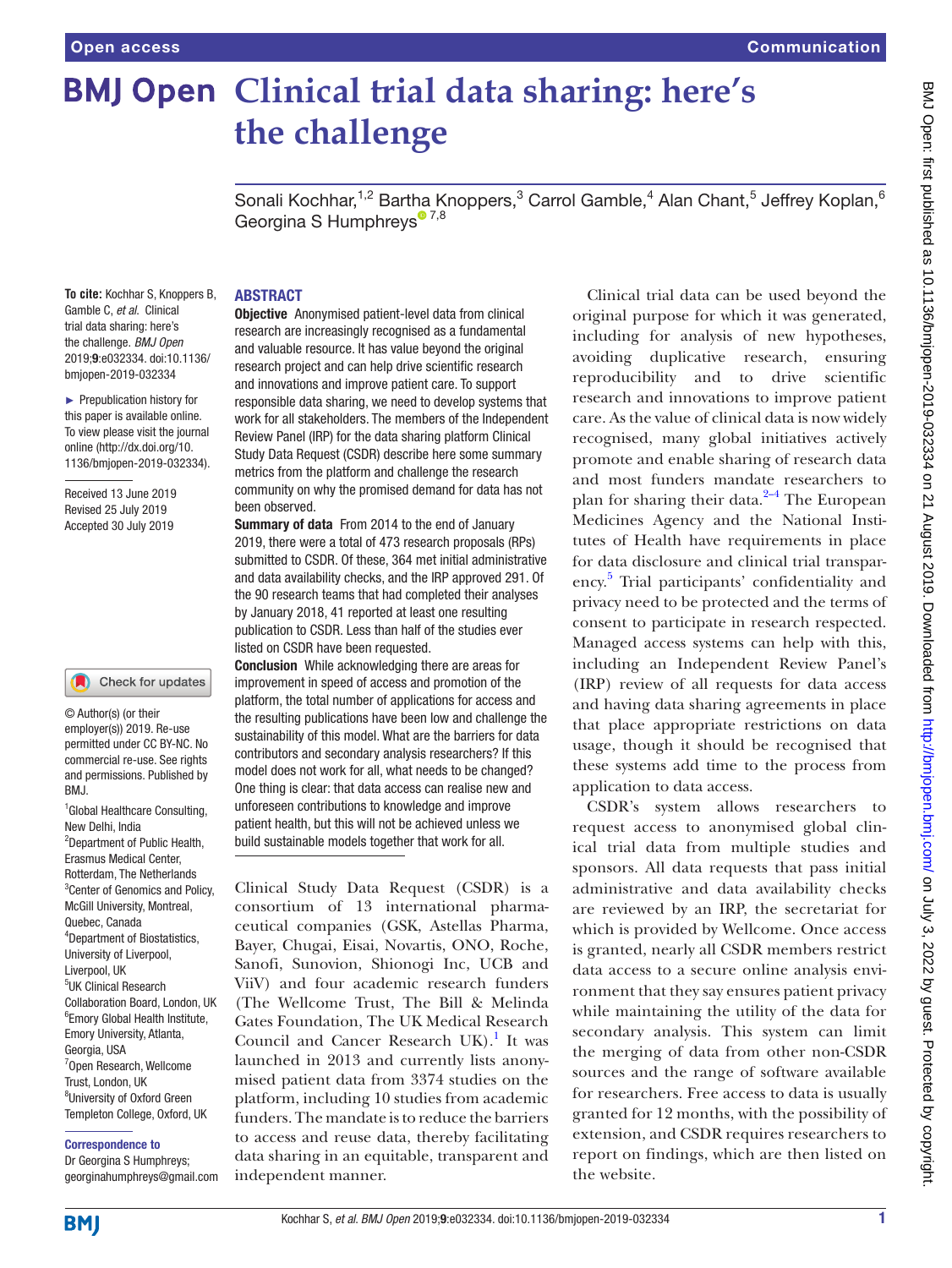# Clinical trial data sharing: here's the challenge

Sonali Kochhar,[1,2] Bartha Knoppers,[3] Carrol Gamble,[4] Alan Chant,[5] Jeffrey Koplan,[6] Georgina S Humphreys[7,8]

**To cite:** Kochhar S, Knoppers B, Gamble C, *et al*. Clinical trial data sharing: here's the challenge. *BMJ Open* 2019;**9**:e032334. doi:10.1136/bmjopen-2019-032334

► Prepublication history for this paper is available online. To view please visit the journal online (http://dx.doi.org/10.1136/bmjopen-2019-032334).

Received 13 June 2019
Revised 25 July 2019
Accepted 30 July 2019

© Author(s) (or their employer(s)) 2019. Re-use permitted under CC BY-NC. No commercial re-use. See rights and permissions. Published by BMJ.

[1]Global Healthcare Consulting, New Delhi, India
[2]Department of Public Health, Erasmus Medical Center, Rotterdam, The Netherlands
[3]Center of Genomics and Policy, McGill University, Montreal, Quebec, Canada
[4]Department of Biostatistics, University of Liverpool, Liverpool, UK
[5]UK Clinical Research Collaboration Board, London, UK
[6]Emory Global Health Institute, Emory University, Atlanta, Georgia, USA
[7]Open Research, Wellcome Trust, London, UK
[8]University of Oxford Green Templeton College, Oxford, UK

**Correspondence to**
Dr Georgina S Humphreys; georginahumphreys@gmail.com

## ABSTRACT

**Objective** Anonymised patient-level data from clinical research are increasingly recognised as a fundamental and valuable resource. It has value beyond the original research project and can help drive scientific research and innovations and improve patient care. To support responsible data sharing, we need to develop systems that work for all stakeholders. The members of the Independent Review Panel (IRP) for the data sharing platform Clinical Study Data Request (CSDR) describe here some summary metrics from the platform and challenge the research community on why the promised demand for data has not been observed.

**Summary of data** From 2014 to the end of January 2019, there were a total of 473 research proposals (RPs) submitted to CSDR. Of these, 364 met initial administrative and data availability checks, and the IRP approved 291. Of the 90 research teams that had completed their analyses by January 2018, 41 reported at least one resulting publication to CSDR. Less than half of the studies ever listed on CSDR have been requested.

**Conclusion** While acknowledging there are areas for improvement in speed of access and promotion of the platform, the total number of applications for access and the resulting publications have been low and challenge the sustainability of this model. What are the barriers for data contributors and secondary analysis researchers? If this model does not work for all, what needs to be changed? One thing is clear: that data access can realise new and unforeseen contributions to knowledge and improve patient health, but this will not be achieved unless we build sustainable models together that work for all.

Clinical Study Data Request (CSDR) is a consortium of 13 international pharmaceutical companies (GSK, Astellas Pharma, Bayer, Chugai, Eisai, Novartis, ONO, Roche, Sanofi, Sunovion, Shionogi Inc, UCB and ViiV) and four academic research funders (The Wellcome Trust, The Bill & Melinda Gates Foundation, The UK Medical Research Council and Cancer Research UK).[1] It was launched in 2013 and currently lists anonymised patient data from 3374 studies on the platform, including 10 studies from academic funders. The mandate is to reduce the barriers to access and reuse data, thereby facilitating data sharing in an equitable, transparent and independent manner.

Clinical trial data can be used beyond the original purpose for which it was generated, including for analysis of new hypotheses, avoiding duplicative research, ensuring reproducibility and to drive scientific research and innovations to improve patient care. As the value of clinical data is now widely recognised, many global initiatives actively promote and enable sharing of research data and most funders mandate researchers to plan for sharing their data.[2–4] The European Medicines Agency and the National Institutes of Health have requirements in place for data disclosure and clinical trial transparency.[5] Trial participants' confidentiality and privacy need to be protected and the terms of consent to participate in research respected. Managed access systems can help with this, including an Independent Review Panel's (IRP) review of all requests for data access and having data sharing agreements in place that place appropriate restrictions on data usage, though it should be recognised that these systems add time to the process from application to data access.

CSDR's system allows researchers to request access to anonymised global clinical trial data from multiple studies and sponsors. All data requests that pass initial administrative and data availability checks are reviewed by an IRP, the secretariat for which is provided by Wellcome. Once access is granted, nearly all CSDR members restrict data access to a secure online analysis environment that they say ensures patient privacy while maintaining the utility of the data for secondary analysis. This system can limit the merging of data from other non-CSDR sources and the range of software available for researchers. Free access to data is usually granted for 12 months, with the possibility of extension, and CSDR requires researchers to report on findings, which are then listed on the website.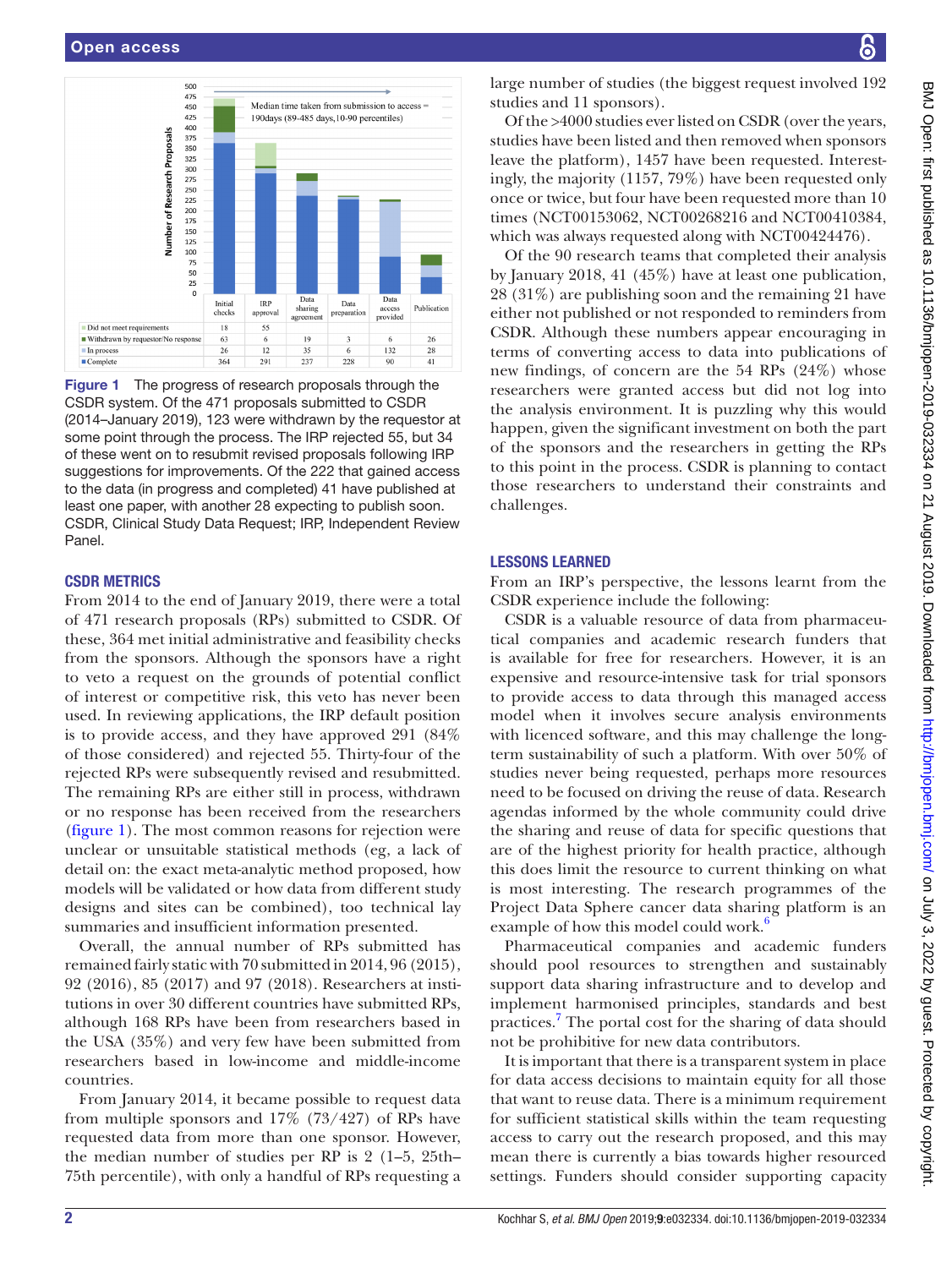Median time taken from submission to access = 190days (89-485 days,10-90 percentiles)

Number of Research Proposals

500
475
450
425
400
375
350
325
300
275
250
225
200
175
150
125
100
75
50
25
0

Initial checks
IRP approval
Data sharing agreement
Data preparation
Data access provided
Publication

Did not meet requirements 18 55
Withdrawn by requestor/No response 63 6 19 3 6 26
In process 26 12 35 6 132 28
Complete 364 291 237 228 90 41

**Figure 1** The progress of research proposals through the CSDR system. Of the 471 proposals submitted to CSDR (2014–January 2019), 123 were withdrawn by the requestor at some point through the process. The IRP rejected 55, but 34 of these went on to resubmit revised proposals following IRP suggestions for improvements. Of the 222 that gained access to the data (in progress and completed) 41 have published at least one paper, with another 28 expecting to publish soon. CSDR, Clinical Study Data Request; IRP, Independent Review Panel.

## CSDR METRICS

From 2014 to the end of January 2019, there were a total of 471 research proposals (RPs) submitted to CSDR. Of these, 364 met initial administrative and feasibility checks from the sponsors. Although the sponsors have a right to veto a request on the grounds of potential conflict of interest or competitive risk, this veto has never been used. In reviewing applications, the IRP default position is to provide access, and they have approved 291 (84% of those considered) and rejected 55. Thirty-four of the rejected RPs were subsequently revised and resubmitted. The remaining RPs are either still in process, withdrawn or no response has been received from the researchers (figure 1). The most common reasons for rejection were unclear or unsuitable statistical methods (eg, a lack of detail on: the exact meta-analytic method proposed, how models will be validated or how data from different study designs and sites can be combined), too technical lay summaries and insufficient information presented.

Overall, the annual number of RPs submitted has remained fairly static with 70 submitted in 2014, 96 (2015), 92 (2016), 85 (2017) and 97 (2018). Researchers at institutions in over 30 different countries have submitted RPs, although 168 RPs have been from researchers based in the USA (35%) and very few have been submitted from researchers based in low-income and middle-income countries.

From January 2014, it became possible to request data from multiple sponsors and 17% (73/427) of RPs have requested data from more than one sponsor. However, the median number of studies per RP is 2 (1–5, 25th–75th percentile), with only a handful of RPs requesting a large number of studies (the biggest request involved 192 studies and 11 sponsors).

Of the >4000 studies ever listed on CSDR (over the years, studies have been listed and then removed when sponsors leave the platform), 1457 have been requested. Interestingly, the majority (1157, 79%) have been requested only once or twice, but four have been requested more than 10 times (NCT00153062, NCT00268216 and NCT00410384, which was always requested along with NCT00424476).

Of the 90 research teams that completed their analysis by January 2018, 41 (45%) have at least one publication, 28 (31%) are publishing soon and the remaining 21 have either not published or not responded to reminders from CSDR. Although these numbers appear encouraging in terms of converting access to data into publications of new findings, of concern are the 54 RPs (24%) whose researchers were granted access but did not log into the analysis environment. It is puzzling why this would happen, given the significant investment on both the part of the sponsors and the researchers in getting the RPs to this point in the process. CSDR is planning to contact those researchers to understand their constraints and challenges.

## LESSONS LEARNED

From an IRP's perspective, the lessons learnt from the CSDR experience include the following:

CSDR is a valuable resource of data from pharmaceutical companies and academic research funders that is available for free for researchers. However, it is an expensive and resource-intensive task for trial sponsors to provide access to data through this managed access model when it involves secure analysis environments with licenced software, and this may challenge the long-term sustainability of such a platform. With over 50% of studies never being requested, perhaps more resources need to be focused on driving the reuse of data. Research agendas informed by the whole community could drive the sharing and reuse of data for specific questions that are of the highest priority for health practice, although this does limit the resource to current thinking on what is most interesting. The research programmes of the Project Data Sphere cancer data sharing platform is an example of how this model could work.[6]

Pharmaceutical companies and academic funders should pool resources to strengthen and sustainably support data sharing infrastructure and to develop and implement harmonised principles, standards and best practices.[7] The portal cost for the sharing of data should not be prohibitive for new data contributors.

It is important that there is a transparent system in place for data access decisions to maintain equity for all those that want to reuse data. There is a minimum requirement for sufficient statistical skills within the team requesting access to carry out the research proposed, and this may mean there is currently a bias towards higher resourced settings. Funders should consider supporting capacity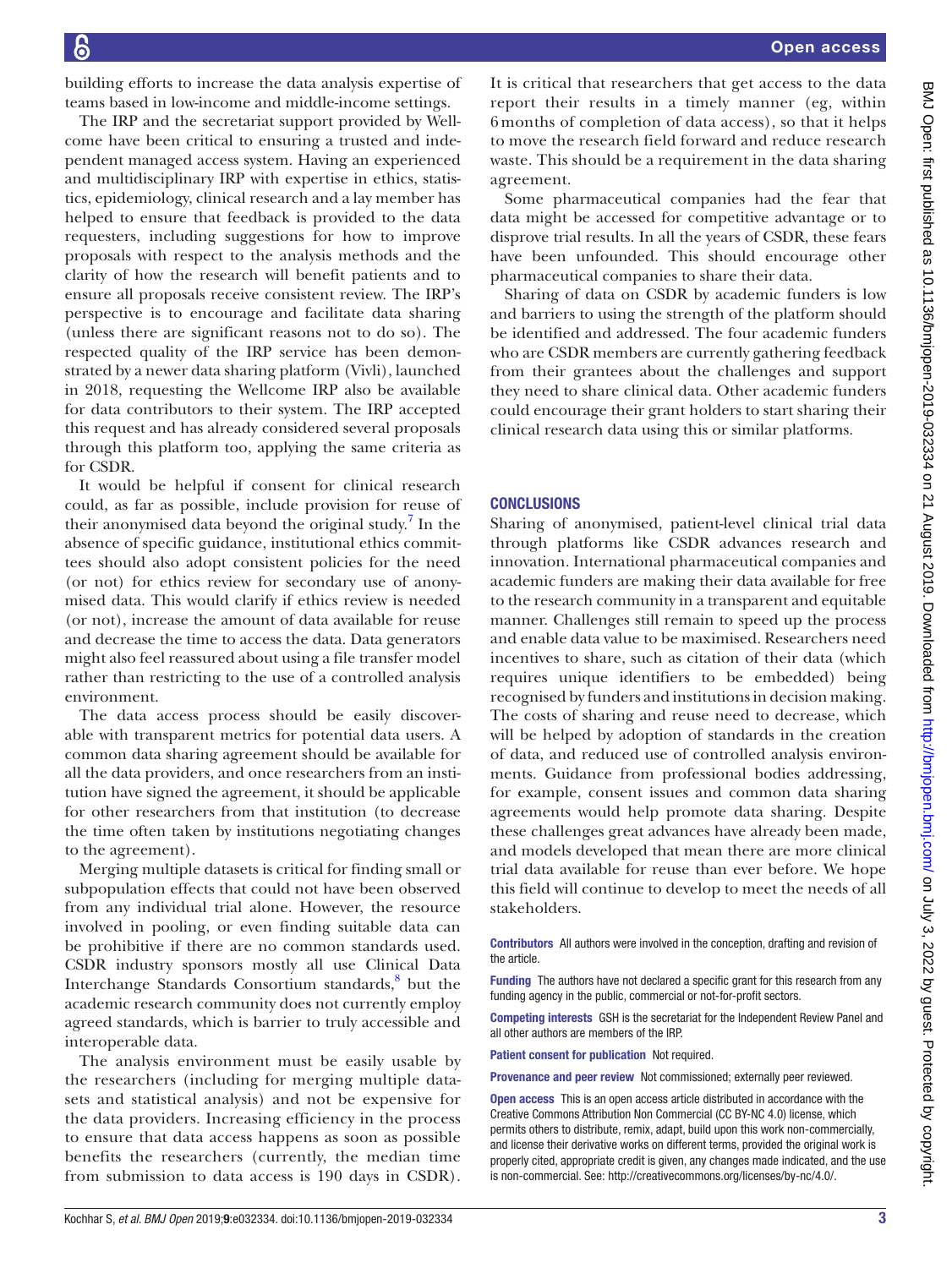building efforts to increase the data analysis expertise of teams based in low-income and middle-income settings.

The IRP and the secretariat support provided by Wellcome have been critical to ensuring a trusted and independent managed access system. Having an experienced and multidisciplinary IRP with expertise in ethics, statistics, epidemiology, clinical research and a lay member has helped to ensure that feedback is provided to the data requesters, including suggestions for how to improve proposals with respect to the analysis methods and the clarity of how the research will benefit patients and to ensure all proposals receive consistent review. The IRP's perspective is to encourage and facilitate data sharing (unless there are significant reasons not to do so). The respected quality of the IRP service has been demonstrated by a newer data sharing platform (Vivli), launched in 2018, requesting the Wellcome IRP also be available for data contributors to their system. The IRP accepted this request and has already considered several proposals through this platform too, applying the same criteria as for CSDR.

It would be helpful if consent for clinical research could, as far as possible, include provision for reuse of their anonymised data beyond the original study.[7] In the absence of specific guidance, institutional ethics committees should also adopt consistent policies for the need (or not) for ethics review for secondary use of anonymised data. This would clarify if ethics review is needed (or not), increase the amount of data available for reuse and decrease the time to access the data. Data generators might also feel reassured about using a file transfer model rather than restricting to the use of a controlled analysis environment.

The data access process should be easily discoverable with transparent metrics for potential data users. A common data sharing agreement should be available for all the data providers, and once researchers from an institution have signed the agreement, it should be applicable for other researchers from that institution (to decrease the time often taken by institutions negotiating changes to the agreement).

Merging multiple datasets is critical for finding small or subpopulation effects that could not have been observed from any individual trial alone. However, the resource involved in pooling, or even finding suitable data can be prohibitive if there are no common standards used. CSDR industry sponsors mostly all use Clinical Data Interchange Standards Consortium standards,[8] but the academic research community does not currently employ agreed standards, which is barrier to truly accessible and interoperable data.

The analysis environment must be easily usable by the researchers (including for merging multiple datasets and statistical analysis) and not be expensive for the data providers. Increasing efficiency in the process to ensure that data access happens as soon as possible benefits the researchers (currently, the median time from submission to data access is 190 days in CSDR). It is critical that researchers that get access to the data report their results in a timely manner (eg, within 6 months of completion of data access), so that it helps to move the research field forward and reduce research waste. This should be a requirement in the data sharing agreement.

Some pharmaceutical companies had the fear that data might be accessed for competitive advantage or to disprove trial results. In all the years of CSDR, these fears have been unfounded. This should encourage other pharmaceutical companies to share their data.

Sharing of data on CSDR by academic funders is low and barriers to using the strength of the platform should be identified and addressed. The four academic funders who are CSDR members are currently gathering feedback from their grantees about the challenges and support they need to share clinical data. Other academic funders could encourage their grant holders to start sharing their clinical research data using this or similar platforms.

## CONCLUSIONS

Sharing of anonymised, patient-level clinical trial data through platforms like CSDR advances research and innovation. International pharmaceutical companies and academic funders are making their data available for free to the research community in a transparent and equitable manner. Challenges still remain to speed up the process and enable data value to be maximised. Researchers need incentives to share, such as citation of their data (which requires unique identifiers to be embedded) being recognised by funders and institutions in decision making. The costs of sharing and reuse need to decrease, which will be helped by adoption of standards in the creation of data, and reduced use of controlled analysis environments. Guidance from professional bodies addressing, for example, consent issues and common data sharing agreements would help promote data sharing. Despite these challenges great advances have already been made, and models developed that mean there are more clinical trial data available for reuse than ever before. We hope this field will continue to develop to meet the needs of all stakeholders.

**Contributors** All authors were involved in the conception, drafting and revision of the article.

**Funding** The authors have not declared a specific grant for this research from any funding agency in the public, commercial or not-for-profit sectors.

**Competing interests** GSH is the secretariat for the Independent Review Panel and all other authors are members of the IRP.

**Patient consent for publication** Not required.

**Provenance and peer review** Not commissioned; externally peer reviewed.

**Open access** This is an open access article distributed in accordance with the Creative Commons Attribution Non Commercial (CC BY-NC 4.0) license, which permits others to distribute, remix, adapt, build upon this work non-commercially, and license their derivative works on different terms, provided the original work is properly cited, appropriate credit is given, any changes made indicated, and the use is non-commercial. See: http://creativecommons.org/licenses/by-nc/4.0/.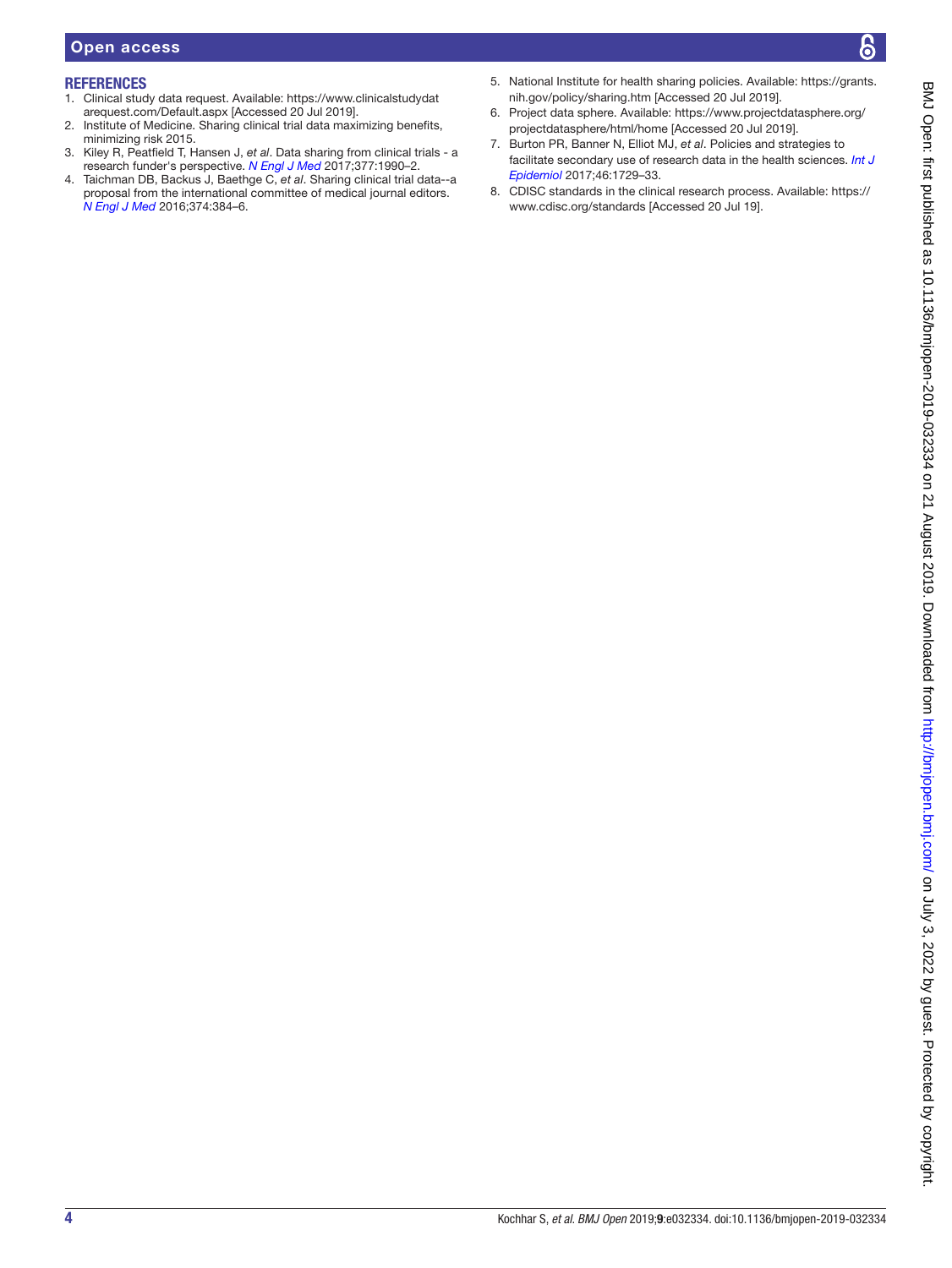## REFERENCES

1. Clinical study data request. Available: https://www.clinicalstudydatarequest.com/Default.aspx [Accessed 20 Jul 2019].
2. Institute of Medicine. Sharing clinical trial data maximizing benefits, minimizing risk 2015.
3. Kiley R, Peatfield T, Hansen J, *et al*. Data sharing from clinical trials - a research funder's perspective. *N Engl J Med* 2017;377:1990–2.
4. Taichman DB, Backus J, Baethge C, *et al*. Sharing clinical trial data--a proposal from the international committee of medical journal editors. *N Engl J Med* 2016;374:384–6.
5. National Institute for health sharing policies. Available: https://grants.nih.gov/policy/sharing.htm [Accessed 20 Jul 2019].
6. Project data sphere. Available: https://www.projectdatasphere.org/projectdatasphere/html/home [Accessed 20 Jul 2019].
7. Burton PR, Banner N, Elliot MJ, *et al*. Policies and strategies to facilitate secondary use of research data in the health sciences. *Int J Epidemiol* 2017;46:1729–33.
8. CDISC standards in the clinical research process. Available: https://www.cdisc.org/standards [Accessed 20 Jul 19].